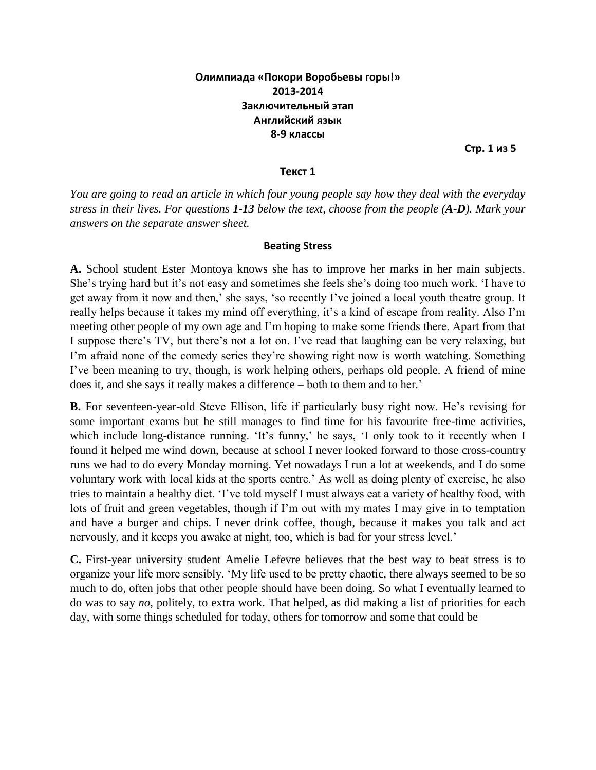**Олимпиада «Покори Воробьевы горы!»**
**2013-2014**
**Заключительный этап**
**Английский язык**
**8-9 классы**

### Текст 1

*You are going to read an article in which four young people say how they deal with the everyday stress in their lives. For questions **1-13** below the text, choose from the people (**A-D**). Mark your answers on the separate answer sheet.*

## Beating Stress

**A.** School student Ester Montoya knows she has to improve her marks in her main subjects. She's trying hard but it's not easy and sometimes she feels she's doing too much work. 'I have to get away from it now and then,' she says, 'so recently I've joined a local youth theatre group. It really helps because it takes my mind off everything, it's a kind of escape from reality. Also I'm meeting other people of my own age and I'm hoping to make some friends there. Apart from that I suppose there's TV, but there's not a lot on. I've read that laughing can be very relaxing, but I'm afraid none of the comedy series they're showing right now is worth watching. Something I've been meaning to try, though, is work helping others, perhaps old people. A friend of mine does it, and she says it really makes a difference – both to them and to her.'

**B.** For seventeen-year-old Steve Ellison, life if particularly busy right now. He's revising for some important exams but he still manages to find time for his favourite free-time activities, which include long-distance running. 'It's funny,' he says, 'I only took to it recently when I found it helped me wind down, because at school I never looked forward to those cross-country runs we had to do every Monday morning. Yet nowadays I run a lot at weekends, and I do some voluntary work with local kids at the sports centre.' As well as doing plenty of exercise, he also tries to maintain a healthy diet. 'I've told myself I must always eat a variety of healthy food, with lots of fruit and green vegetables, though if I'm out with my mates I may give in to temptation and have a burger and chips. I never drink coffee, though, because it makes you talk and act nervously, and it keeps you awake at night, too, which is bad for your stress level.'

**C.** First-year university student Amelie Lefevre believes that the best way to beat stress is to organize your life more sensibly. 'My life used to be pretty chaotic, there always seemed to be so much to do, often jobs that other people should have been doing. So what I eventually learned to do was to say *no*, politely, to extra work. That helped, as did making a list of priorities for each day, with some things scheduled for today, others for tomorrow and some that could be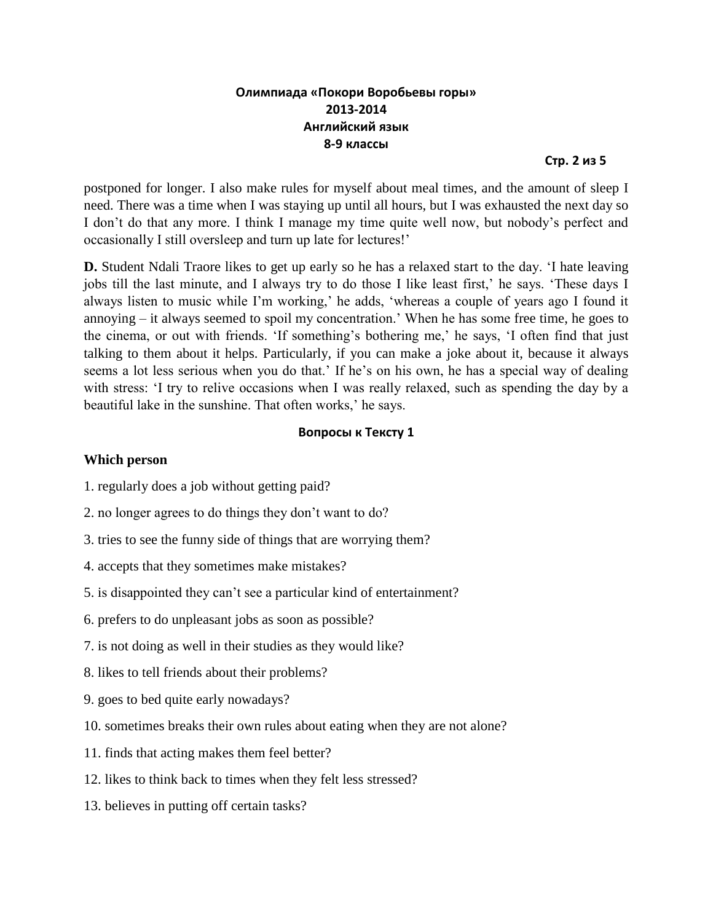postponed for longer. I also make rules for myself about meal times, and the amount of sleep I need. There was a time when I was staying up until all hours, but I was exhausted the next day so I don't do that any more. I think I manage my time quite well now, but nobody's perfect and occasionally I still oversleep and turn up late for lectures!'

**D.** Student Ndali Traore likes to get up early so he has a relaxed start to the day. 'I hate leaving jobs till the last minute, and I always try to do those I like least first,' he says. 'These days I always listen to music while I'm working,' he adds, 'whereas a couple of years ago I found it annoying – it always seemed to spoil my concentration.' When he has some free time, he goes to the cinema, or out with friends. 'If something's bothering me,' he says, 'I often find that just talking to them about it helps. Particularly, if you can make a joke about it, because it always seems a lot less serious when you do that.' If he's on his own, he has a special way of dealing with stress: 'I try to relive occasions when I was really relaxed, such as spending the day by a beautiful lake in the sunshine. That often works,' he says.

### Вопросы к Тексту 1

**Which person**

1. regularly does a job without getting paid?

2. no longer agrees to do things they don't want to do?

3. tries to see the funny side of things that are worrying them?

4. accepts that they sometimes make mistakes?

5. is disappointed they can't see a particular kind of entertainment?

6. prefers to do unpleasant jobs as soon as possible?

7. is not doing as well in their studies as they would like?

8. likes to tell friends about their problems?

9. goes to bed quite early nowadays?

10. sometimes breaks their own rules about eating when they are not alone?

11. finds that acting makes them feel better?

12. likes to think back to times when they felt less stressed?

13. believes in putting off certain tasks?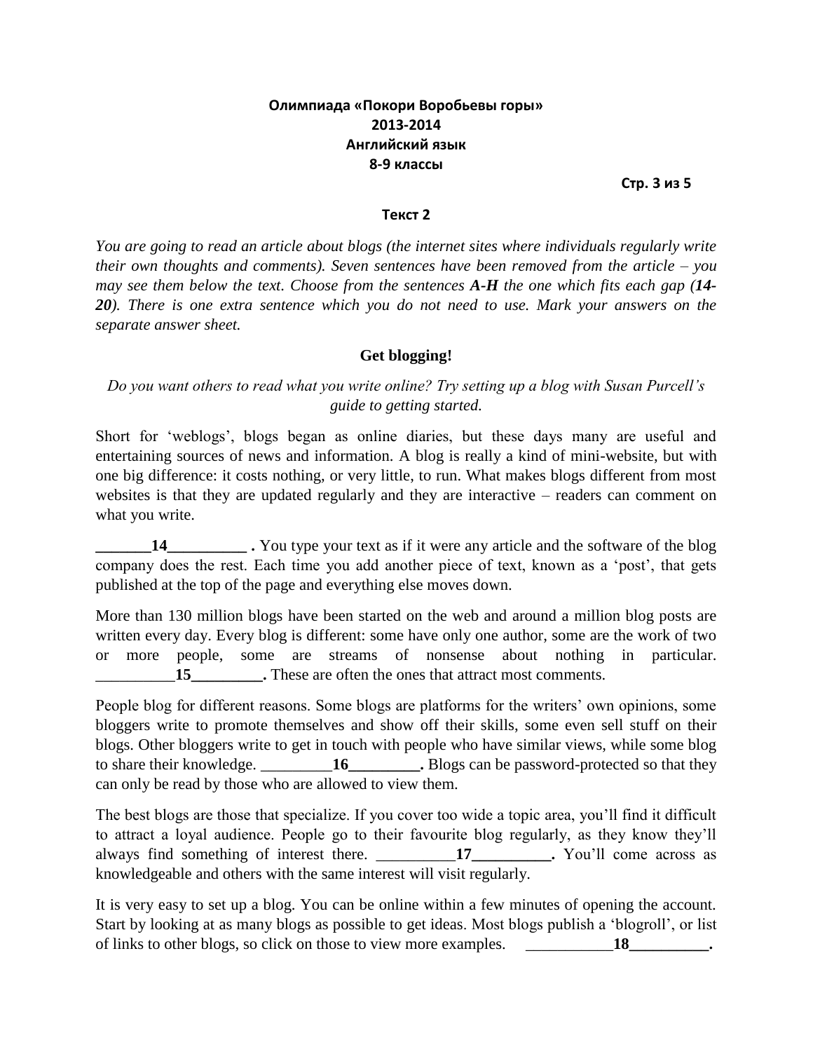**Олимпиада «Покори Воробьевы горы»**
**2013-2014**
**Английский язык**
**8-9 классы**

**Текст 2**

*You are going to read an article about blogs (the internet sites where individuals regularly write their own thoughts and comments). Seven sentences have been removed from the article – you may see them below the text. Choose from the sentences* ***A-H*** *the one which fits each gap (****14-20****). There is one extra sentence which you do not need to use. Mark your answers on the separate answer sheet.*

## Get blogging!

*Do you want others to read what you write online? Try setting up a blog with Susan Purcell's guide to getting started.*

Short for 'weblogs', blogs began as online diaries, but these days many are useful and entertaining sources of news and information. A blog is really a kind of mini-website, but with one big difference: it costs nothing, or very little, to run. What makes blogs different from most websites is that they are updated regularly and they are interactive – readers can comment on what you write.

**_______14__________ .** You type your text as if it were any article and the software of the blog company does the rest. Each time you add another piece of text, known as a 'post', that gets published at the top of the page and everything else moves down.

More than 130 million blogs have been started on the web and around a million blog posts are written every day. Every blog is different: some have only one author, some are the work of two or more people, some are streams of nonsense about nothing in particular. **__________15_________.** These are often the ones that attract most comments.

People blog for different reasons. Some blogs are platforms for the writers' own opinions, some bloggers write to promote themselves and show off their skills, some even sell stuff on their blogs. Other bloggers write to get in touch with people who have similar views, while some blog to share their knowledge. **_________16_________.** Blogs can be password-protected so that they can only be read by those who are allowed to view them.

The best blogs are those that specialize. If you cover too wide a topic area, you'll find it difficult to attract a loyal audience. People go to their favourite blog regularly, as they know they'll always find something of interest there. **__________17__________.** You'll come across as knowledgeable and others with the same interest will visit regularly.

It is very easy to set up a blog. You can be online within a few minutes of opening the account. Start by looking at as many blogs as possible to get ideas. Most blogs publish a 'blogroll', or list of links to other blogs, so click on those to view more examples. **___________18__________.**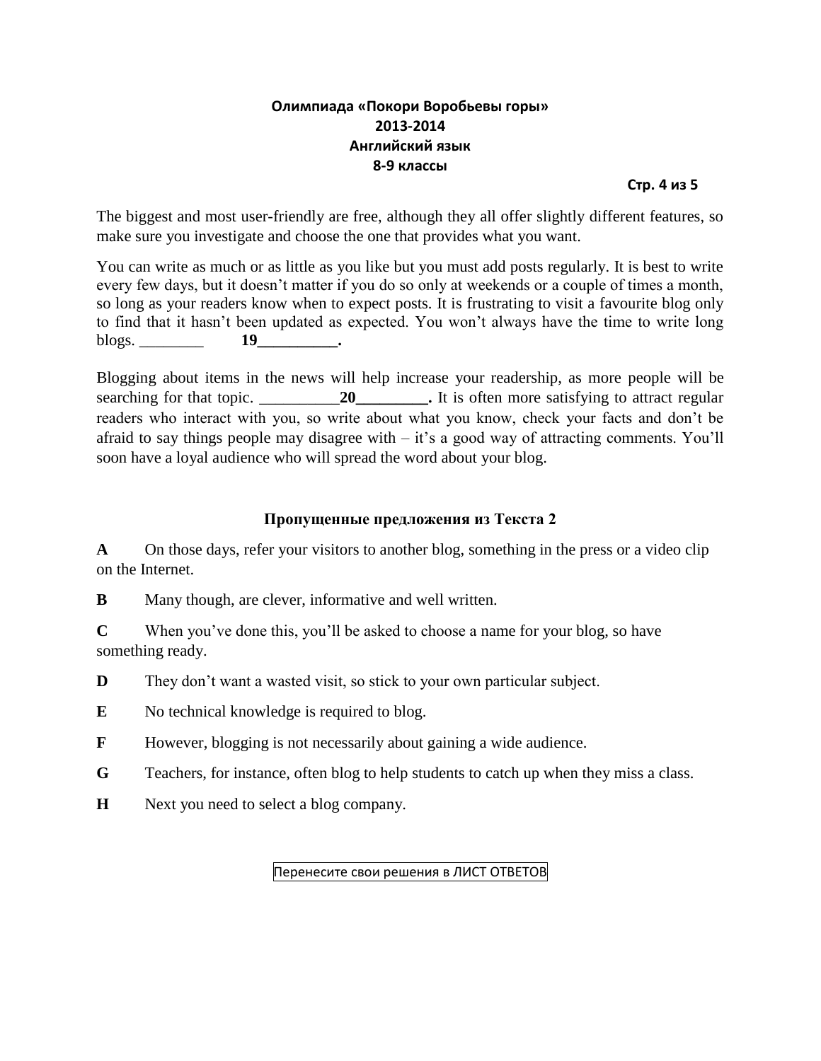The biggest and most user-friendly are free, although they all offer slightly different features, so make sure you investigate and choose the one that provides what you want.

You can write as much or as little as you like but you must add posts regularly. It is best to write every few days, but it doesn't matter if you do so only at weekends or a couple of times a month, so long as your readers know when to expect posts. It is frustrating to visit a favourite blog only to find that it hasn't been updated as expected. You won't always have the time to write long blogs. ________ **19__________.**

Blogging about items in the news will help increase your readership, as more people will be searching for that topic. __________**20_________.** It is often more satisfying to attract regular readers who interact with you, so write about what you know, check your facts and don't be afraid to say things people may disagree with – it's a good way of attracting comments. You'll soon have a loyal audience who will spread the word about your blog.

### Пропущенные предложения из Текста 2

**A** On those days, refer your visitors to another blog, something in the press or a video clip on the Internet.

**B** Many though, are clever, informative and well written.

**C** When you've done this, you'll be asked to choose a name for your blog, so have something ready.

**D** They don't want a wasted visit, so stick to your own particular subject.

**E** No technical knowledge is required to blog.

**F** However, blogging is not necessarily about gaining a wide audience.

**G** Teachers, for instance, often blog to help students to catch up when they miss a class.

**H** Next you need to select a blog company.

Перенесите свои решения в ЛИСТ ОТВЕТОВ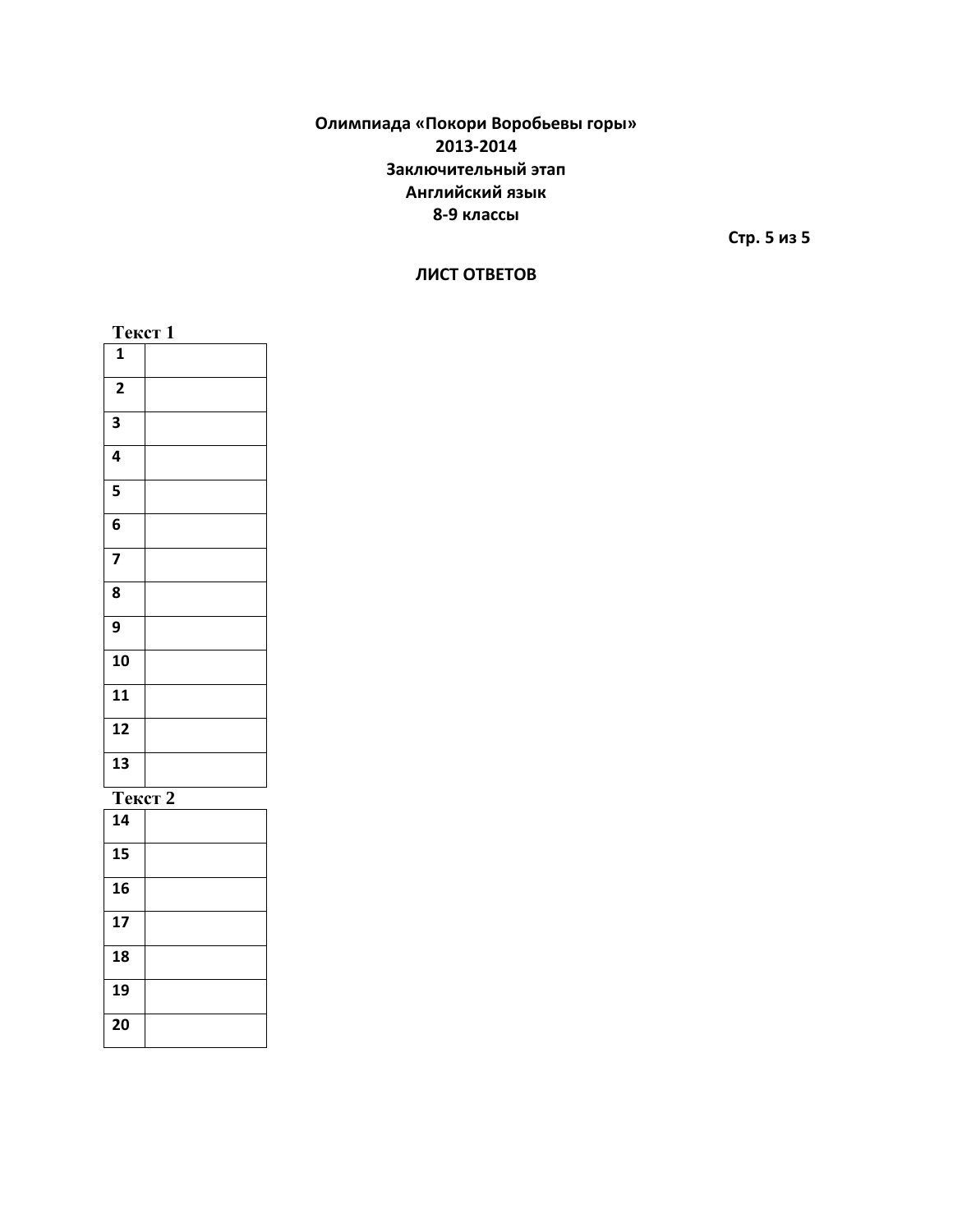**Олимпиада «Покори Воробьевы горы»**
**2013-2014**
**Заключительный этап**
**Английский язык**
**8-9 классы**

## ЛИСТ ОТВЕТОВ

**Текст 1**

| | |
|---|---|
| 1 | |
| 2 | |
| 3 | |
| 4 | |
| 5 | |
| 6 | |
| 7 | |
| 8 | |
| 9 | |
| 10 | |
| 11 | |
| 12 | |
| 13 | |

**Текст 2**

| | |
|---|---|
| 14 | |
| 15 | |
| 16 | |
| 17 | |
| 18 | |
| 19 | |
| 20 | |